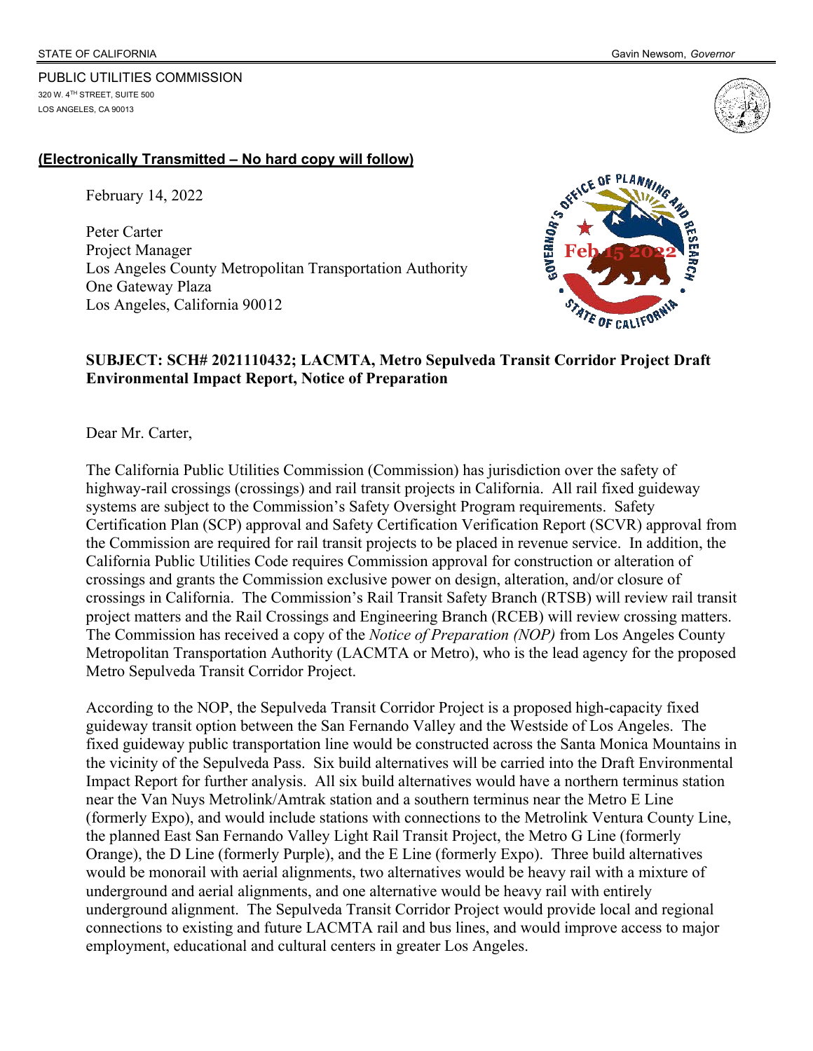STATE OF CALIFORNIA

Gavin Newsom, *Governor*

PUBLIC UTILITIES COMMISSION
320 W. 4TH STREET, SUITE 500
LOS ANGELES, CA 90013

**(Electronically Transmitted – No hard copy will follow)**

February 14, 2022

Peter Carter
Project Manager
Los Angeles County Metropolitan Transportation Authority
One Gateway Plaza
Los Angeles, California 90012

Feb 15 2022

**SUBJECT: SCH# 2021110432; LACMTA, Metro Sepulveda Transit Corridor Project Draft Environmental Impact Report, Notice of Preparation**

Dear Mr. Carter,

The California Public Utilities Commission (Commission) has jurisdiction over the safety of highway-rail crossings (crossings) and rail transit projects in California. All rail fixed guideway systems are subject to the Commission's Safety Oversight Program requirements. Safety Certification Plan (SCP) approval and Safety Certification Verification Report (SCVR) approval from the Commission are required for rail transit projects to be placed in revenue service. In addition, the California Public Utilities Code requires Commission approval for construction or alteration of crossings and grants the Commission exclusive power on design, alteration, and/or closure of crossings in California. The Commission's Rail Transit Safety Branch (RTSB) will review rail transit project matters and the Rail Crossings and Engineering Branch (RCEB) will review crossing matters. The Commission has received a copy of the *Notice of Preparation (NOP)* from Los Angeles County Metropolitan Transportation Authority (LACMTA or Metro), who is the lead agency for the proposed Metro Sepulveda Transit Corridor Project.

According to the NOP, the Sepulveda Transit Corridor Project is a proposed high-capacity fixed guideway transit option between the San Fernando Valley and the Westside of Los Angeles. The fixed guideway public transportation line would be constructed across the Santa Monica Mountains in the vicinity of the Sepulveda Pass. Six build alternatives will be carried into the Draft Environmental Impact Report for further analysis. All six build alternatives would have a northern terminus station near the Van Nuys Metrolink/Amtrak station and a southern terminus near the Metro E Line (formerly Expo), and would include stations with connections to the Metrolink Ventura County Line, the planned East San Fernando Valley Light Rail Transit Project, the Metro G Line (formerly Orange), the D Line (formerly Purple), and the E Line (formerly Expo). Three build alternatives would be monorail with aerial alignments, two alternatives would be heavy rail with a mixture of underground and aerial alignments, and one alternative would be heavy rail with entirely underground alignment. The Sepulveda Transit Corridor Project would provide local and regional connections to existing and future LACMTA rail and bus lines, and would improve access to major employment, educational and cultural centers in greater Los Angeles.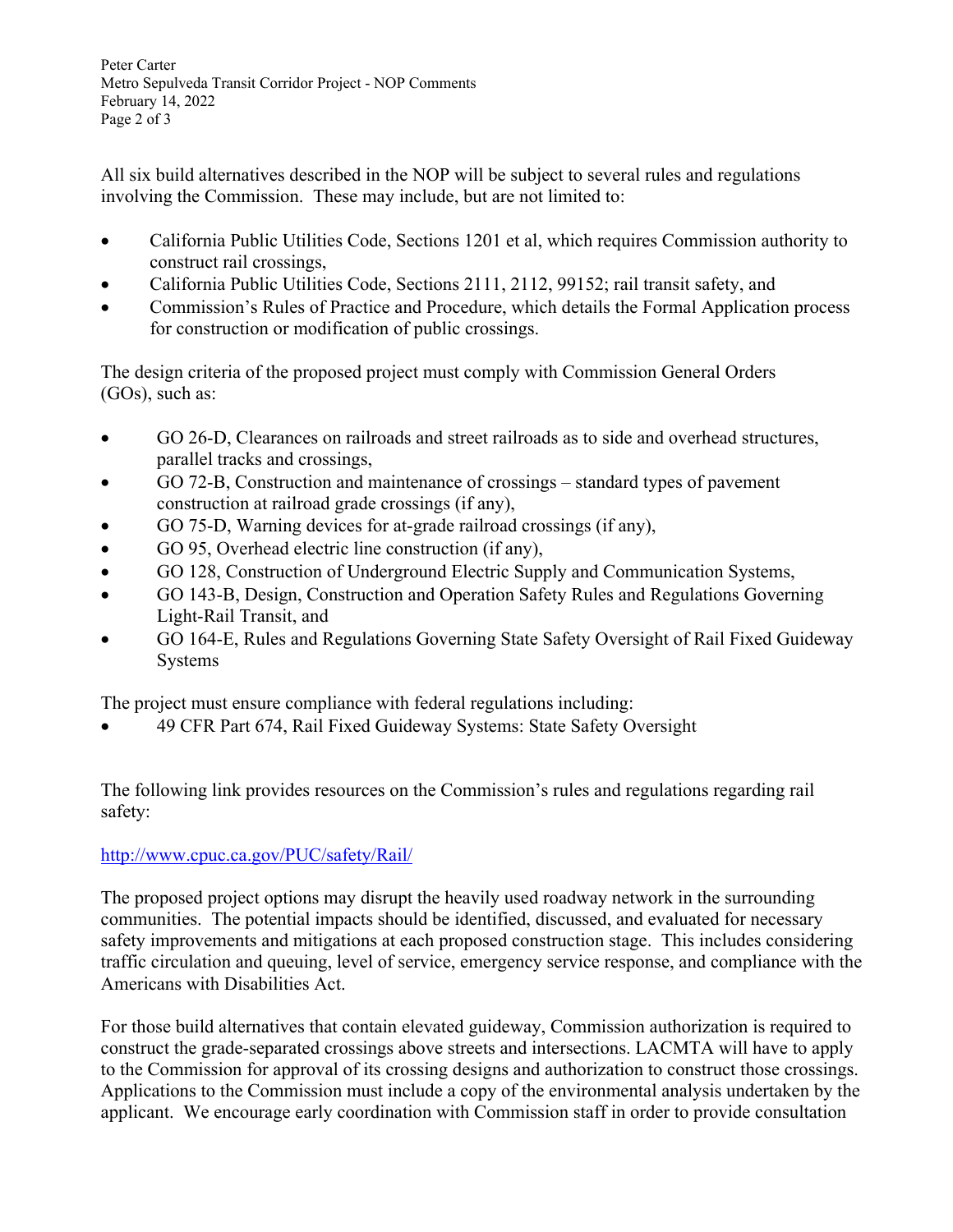All six build alternatives described in the NOP will be subject to several rules and regulations involving the Commission. These may include, but are not limited to:

- California Public Utilities Code, Sections 1201 et al, which requires Commission authority to construct rail crossings,
- California Public Utilities Code, Sections 2111, 2112, 99152; rail transit safety, and
- Commission's Rules of Practice and Procedure, which details the Formal Application process for construction or modification of public crossings.

The design criteria of the proposed project must comply with Commission General Orders (GOs), such as:

- GO 26-D, Clearances on railroads and street railroads as to side and overhead structures, parallel tracks and crossings,
- GO 72-B, Construction and maintenance of crossings – standard types of pavement construction at railroad grade crossings (if any),
- GO 75-D, Warning devices for at-grade railroad crossings (if any),
- GO 95, Overhead electric line construction (if any),
- GO 128, Construction of Underground Electric Supply and Communication Systems,
- GO 143-B, Design, Construction and Operation Safety Rules and Regulations Governing Light-Rail Transit, and
- GO 164-E, Rules and Regulations Governing State Safety Oversight of Rail Fixed Guideway Systems

The project must ensure compliance with federal regulations including:

- 49 CFR Part 674, Rail Fixed Guideway Systems: State Safety Oversight

The following link provides resources on the Commission's rules and regulations regarding rail safety:

http://www.cpuc.ca.gov/PUC/safety/Rail/

The proposed project options may disrupt the heavily used roadway network in the surrounding communities. The potential impacts should be identified, discussed, and evaluated for necessary safety improvements and mitigations at each proposed construction stage. This includes considering traffic circulation and queuing, level of service, emergency service response, and compliance with the Americans with Disabilities Act.

For those build alternatives that contain elevated guideway, Commission authorization is required to construct the grade-separated crossings above streets and intersections. LACMTA will have to apply to the Commission for approval of its crossing designs and authorization to construct those crossings. Applications to the Commission must include a copy of the environmental analysis undertaken by the applicant. We encourage early coordination with Commission staff in order to provide consultation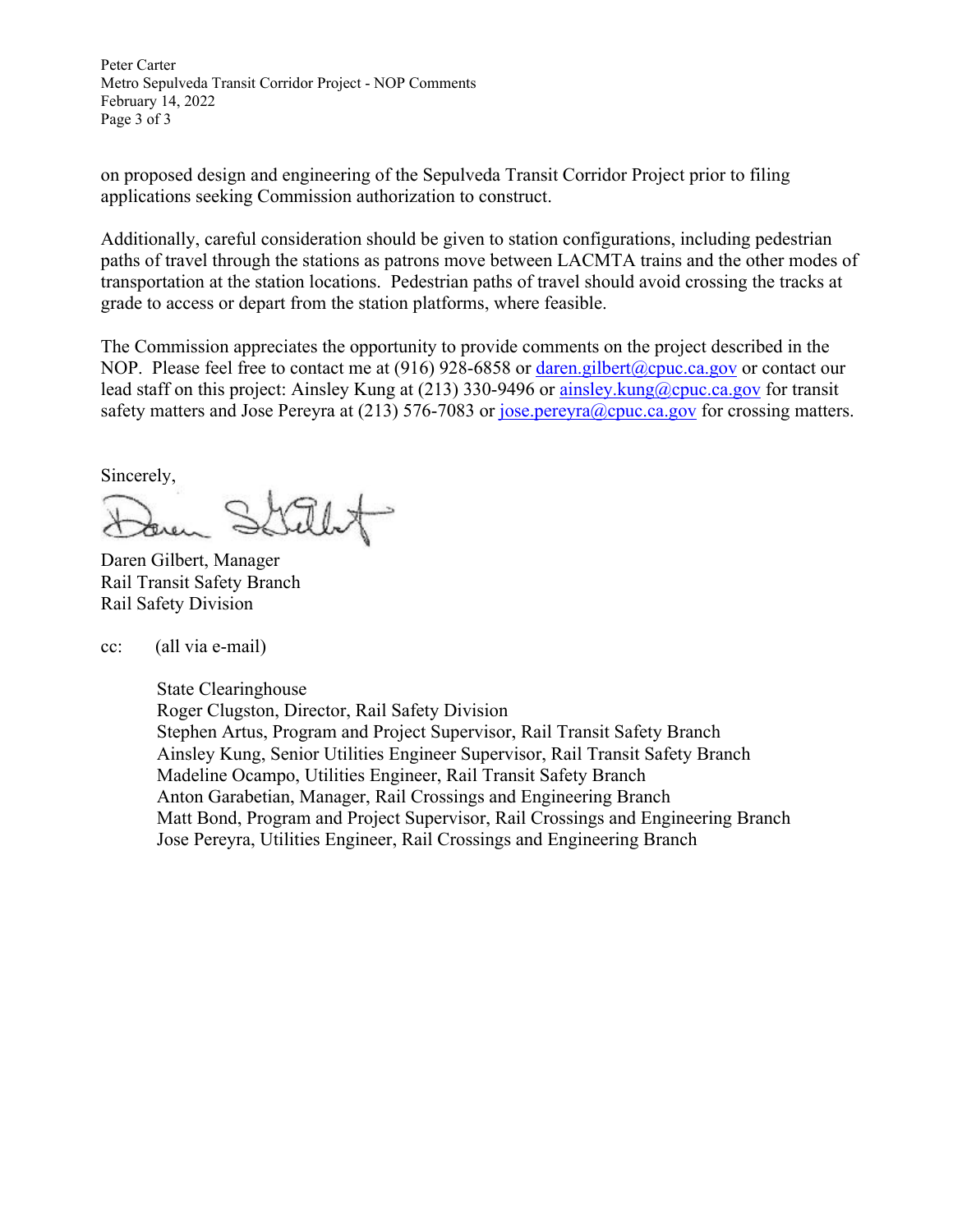on proposed design and engineering of the Sepulveda Transit Corridor Project prior to filing applications seeking Commission authorization to construct.

Additionally, careful consideration should be given to station configurations, including pedestrian paths of travel through the stations as patrons move between LACMTA trains and the other modes of transportation at the station locations. Pedestrian paths of travel should avoid crossing the tracks at grade to access or depart from the station platforms, where feasible.

The Commission appreciates the opportunity to provide comments on the project described in the NOP. Please feel free to contact me at (916) 928-6858 or daren.gilbert@cpuc.ca.gov or contact our lead staff on this project: Ainsley Kung at (213) 330-9496 or ainsley.kung@cpuc.ca.gov for transit safety matters and Jose Pereyra at (213) 576-7083 or jose.pereyra@cpuc.ca.gov for crossing matters.

Sincerely,

Daren Gilbert, Manager
Rail Transit Safety Branch
Rail Safety Division

cc: (all via e-mail)

State Clearinghouse
Roger Clugston, Director, Rail Safety Division
Stephen Artus, Program and Project Supervisor, Rail Transit Safety Branch
Ainsley Kung, Senior Utilities Engineer Supervisor, Rail Transit Safety Branch
Madeline Ocampo, Utilities Engineer, Rail Transit Safety Branch
Anton Garabetian, Manager, Rail Crossings and Engineering Branch
Matt Bond, Program and Project Supervisor, Rail Crossings and Engineering Branch
Jose Pereyra, Utilities Engineer, Rail Crossings and Engineering Branch